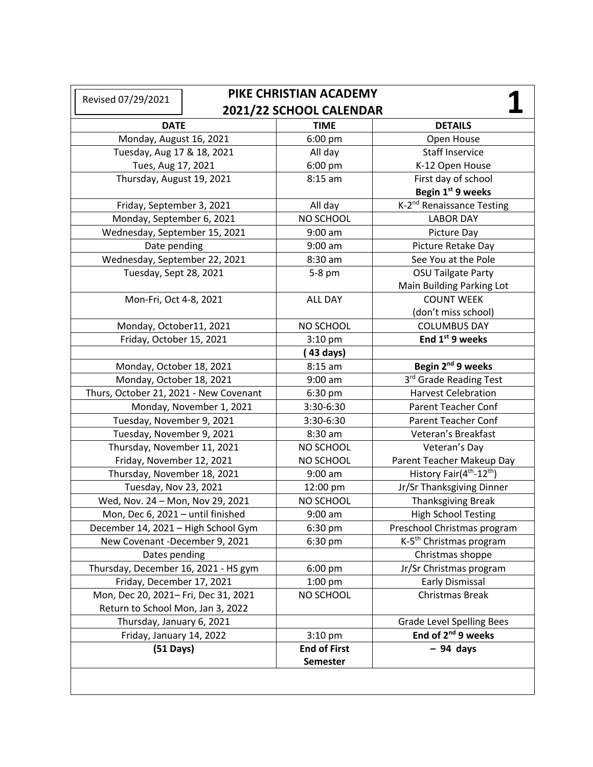Revised 07/29/2021

# PIKE CHRISTIAN ACADEMY
## 2021/22 SCHOOL CALENDAR

**1**

| DATE | TIME | DETAILS |
|---|---|---|
| Monday, August 16, 2021 | 6:00 pm | Open House |
| Tuesday, Aug 17 & 18, 2021<br>Tues, Aug 17, 2021 | All day<br>6:00 pm | Staff Inservice<br>K-12 Open House |
| Thursday, August 19, 2021 | 8:15 am | First day of school<br>**Begin 1st 9 weeks** |
| Friday, September 3, 2021 | All day | K-2nd Renaissance Testing |
| Monday, September 6, 2021 | NO SCHOOL | LABOR DAY |
| Wednesday, September 15, 2021 | 9:00 am | Picture Day |
| Date pending | 9:00 am | Picture Retake Day |
| Wednesday, September 22, 2021 | 8:30 am | See You at the Pole |
| Tuesday, Sept 28, 2021 | 5-8 pm | OSU Tailgate Party<br>Main Building Parking Lot |
| Mon-Fri, Oct 4-8, 2021 | ALL DAY | COUNT WEEK<br>(don't miss school) |
| Monday, October11, 2021 | NO SCHOOL | COLUMBUS DAY |
| Friday, October 15, 2021 | 3:10 pm | **End 1st 9 weeks** |
| | **( 43 days)** | |
| Monday, October 18, 2021 | 8:15 am | **Begin 2nd 9 weeks** |
| Monday, October 18, 2021 | 9:00 am | 3rd Grade Reading Test |
| Thurs, October 21, 2021 - New Covenant | 6:30 pm | Harvest Celebration |
| Monday, November 1, 2021 | 3:30-6:30 | Parent Teacher Conf |
| Tuesday, November 9, 2021 | 3:30-6:30 | Parent Teacher Conf |
| Tuesday, November 9, 2021 | 8:30 am | Veteran's Breakfast |
| Thursday, November 11, 2021<br>Friday, November 12, 2021 | NO SCHOOL<br>NO SCHOOL | Veteran's Day<br>Parent Teacher Makeup Day |
| Thursday, November 18, 2021 | 9:00 am | History Fair(4th-12th) |
| Tuesday, Nov 23, 2021 | 12:00 pm | Jr/Sr Thanksgiving Dinner |
| Wed, Nov. 24 – Mon, Nov 29, 2021 | NO SCHOOL | Thanksgiving Break |
| Mon, Dec 6, 2021 – until finished | 9:00 am | High School Testing |
| December 14, 2021 – High School Gym | 6:30 pm | Preschool Christmas program |
| New Covenant -December 9, 2021 | 6:30 pm | K-5th Christmas program |
| Dates pending | | Christmas shoppe |
| Thursday, December 16, 2021 - HS gym | 6:00 pm | Jr/Sr Christmas program |
| Friday, December 17, 2021 | 1:00 pm | Early Dismissal |
| Mon, Dec 20, 2021– Fri, Dec 31, 2021<br>Return to School Mon, Jan 3, 2022 | NO SCHOOL | Christmas Break |
| Thursday, January 6, 2021 | | Grade Level Spelling Bees |
| Friday, January 14, 2022 | 3:10 pm | **End of 2nd 9 weeks** |
| **(51 Days)** | **End of First Semester** | **– 94 days** |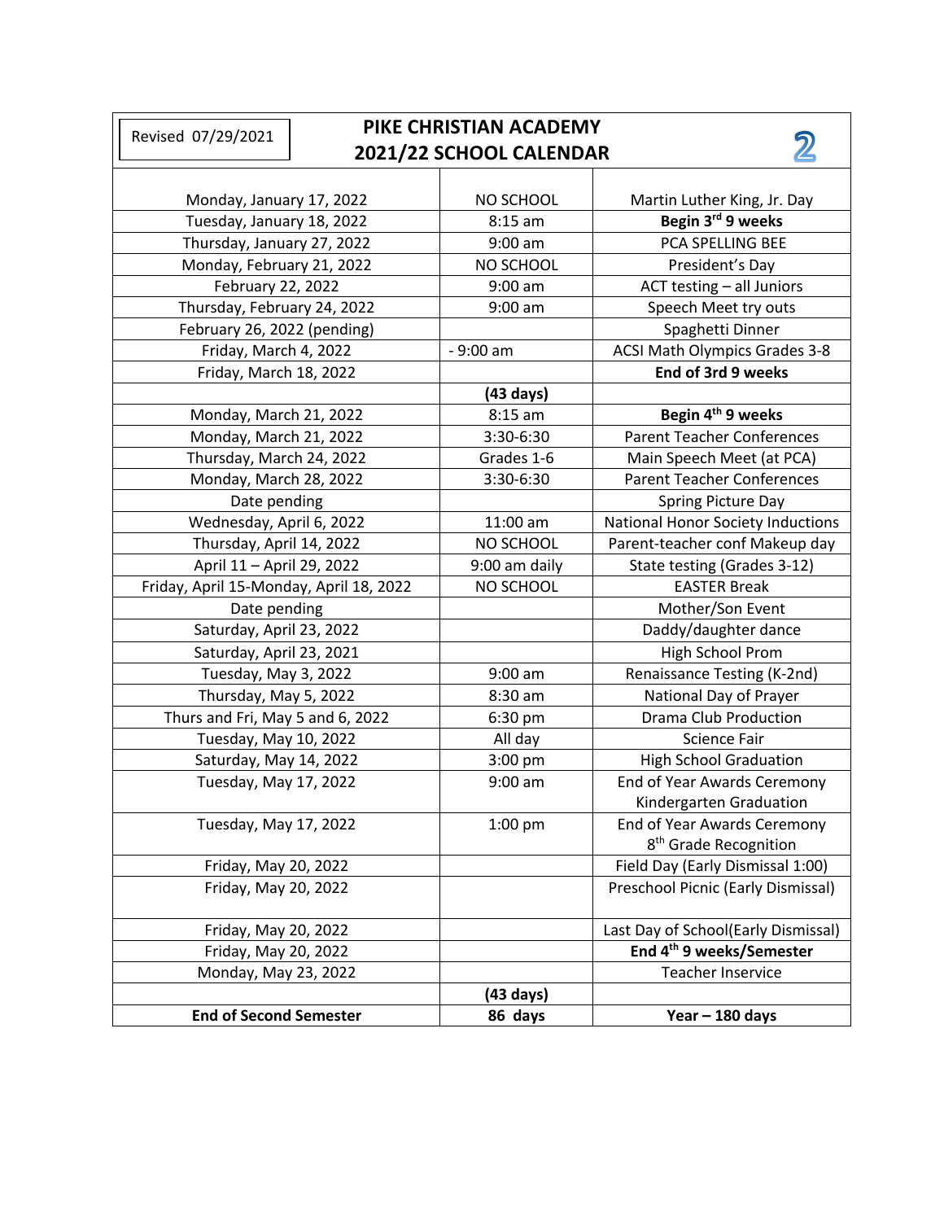Revised 07/29/2021

# PIKE CHRISTIAN ACADEMY
## 2021/22 SCHOOL CALENDAR

2

| | | |
|---|---|---|
| Monday, January 17, 2022 | NO SCHOOL | Martin Luther King, Jr. Day |
| Tuesday, January 18, 2022 | 8:15 am | **Begin 3rd 9 weeks** |
| Thursday, January 27, 2022 | 9:00 am | PCA SPELLING BEE |
| Monday, February 21, 2022 | NO SCHOOL | President's Day |
| February 22, 2022 | 9:00 am | ACT testing – all Juniors |
| Thursday, February 24, 2022 | 9:00 am | Speech Meet try outs |
| February 26, 2022 (pending) | | Spaghetti Dinner |
| Friday, March 4, 2022 | - 9:00 am | ACSI Math Olympics Grades 3-8 |
| Friday, March 18, 2022 | | **End of 3rd 9 weeks** |
| | **(43 days)** | |
| Monday, March 21, 2022 | 8:15 am | **Begin 4th 9 weeks** |
| Monday, March 21, 2022 | 3:30-6:30 | Parent Teacher Conferences |
| Thursday, March 24, 2022 | Grades 1-6 | Main Speech Meet (at PCA) |
| Monday, March 28, 2022 | 3:30-6:30 | Parent Teacher Conferences |
| Date pending | | Spring Picture Day |
| Wednesday, April 6, 2022 | 11:00 am | National Honor Society Inductions |
| Thursday, April 14, 2022 | NO SCHOOL | Parent-teacher conf Makeup day |
| April 11 – April 29, 2022 | 9:00 am daily | State testing (Grades 3-12) |
| Friday, April 15-Monday, April 18, 2022 | NO SCHOOL | EASTER Break |
| Date pending | | Mother/Son Event |
| Saturday, April 23, 2022 | | Daddy/daughter dance |
| Saturday, April 23, 2021 | | High School Prom |
| Tuesday, May 3, 2022 | 9:00 am | Renaissance Testing (K-2nd) |
| Thursday, May 5, 2022 | 8:30 am | National Day of Prayer |
| Thurs and Fri, May 5 and 6, 2022 | 6:30 pm | Drama Club Production |
| Tuesday, May 10, 2022 | All day | Science Fair |
| Saturday, May 14, 2022 | 3:00 pm | High School Graduation |
| Tuesday, May 17, 2022 | 9:00 am | End of Year Awards Ceremony Kindergarten Graduation |
| Tuesday, May 17, 2022 | 1:00 pm | End of Year Awards Ceremony 8th Grade Recognition |
| Friday, May 20, 2022 | | Field Day (Early Dismissal 1:00) |
| Friday, May 20, 2022 | | Preschool Picnic (Early Dismissal) |
| Friday, May 20, 2022 | | Last Day of School(Early Dismissal) |
| Friday, May 20, 2022 | | **End 4th 9 weeks/Semester** |
| Monday, May 23, 2022 | | Teacher Inservice |
| | **(43 days)** | |
| **End of Second Semester** | **86 days** | **Year – 180 days** |